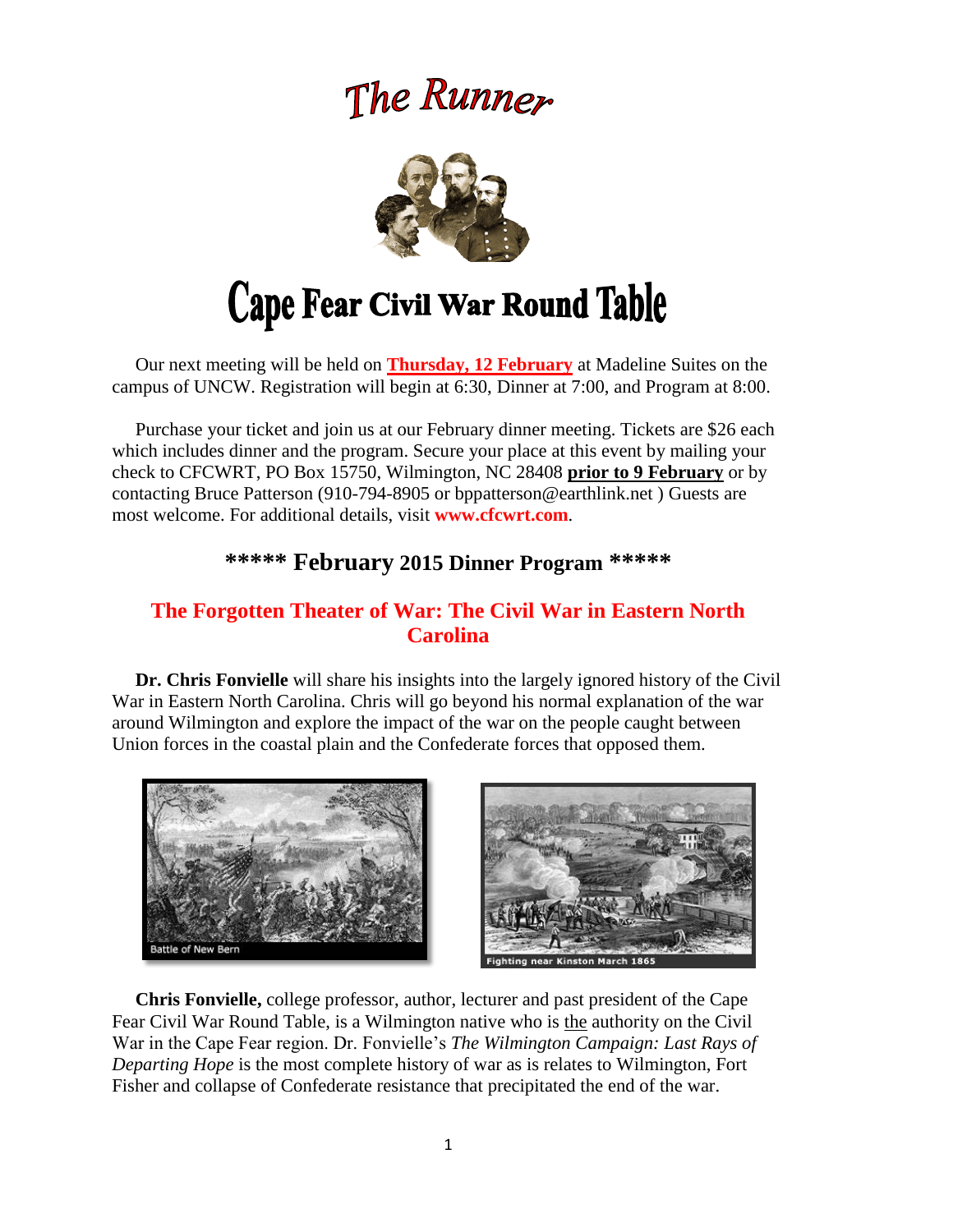# The Runner

# Cape Fear Civil War Round Table

Our next meeting will be held on **Thursday, 12 February** at Madeline Suites on the campus of UNCW. Registration will begin at 6:30, Dinner at 7:00, and Program at 8:00.

Purchase your ticket and join us at our February dinner meeting. Tickets are $26 each which includes dinner and the program. Secure your place at this event by mailing your check to CFCWRT, PO Box 15750, Wilmington, NC 28408 **prior to 9 February** or by contacting Bruce Patterson (910-794-8905 or bppatterson@earthlink.net ) Guests are most welcome. For additional details, visit **www.cfcwrt.com**.

## ***** February 2015 Dinner Program *****

### The Forgotten Theater of War: The Civil War in Eastern North Carolina

**Dr. Chris Fonvielle** will share his insights into the largely ignored history of the Civil War in Eastern North Carolina. Chris will go beyond his normal explanation of the war around Wilmington and explore the impact of the war on the people caught between Union forces in the coastal plain and the Confederate forces that opposed them.

Battle of New Bern

Fighting near Kinston March 1865

**Chris Fonvielle,** college professor, author, lecturer and past president of the Cape Fear Civil War Round Table, is a Wilmington native who is the authority on the Civil War in the Cape Fear region. Dr. Fonvielle's *The Wilmington Campaign: Last Rays of Departing Hope* is the most complete history of war as is relates to Wilmington, Fort Fisher and collapse of Confederate resistance that precipitated the end of the war.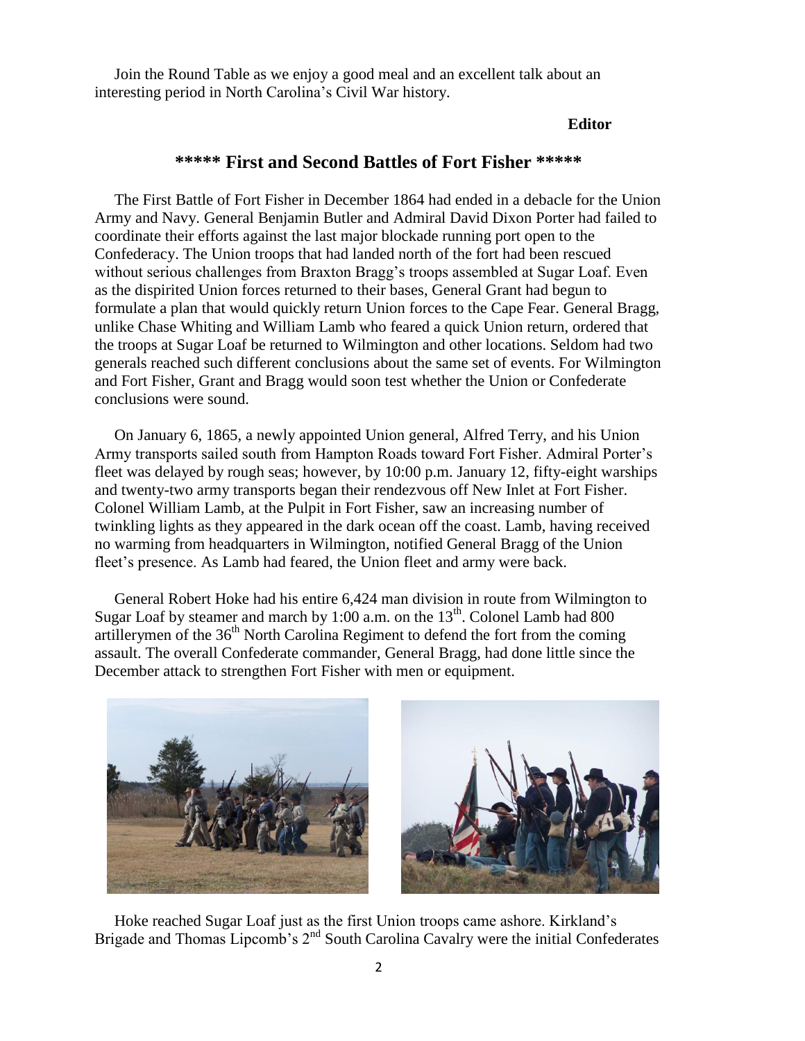Join the Round Table as we enjoy a good meal and an excellent talk about an interesting period in North Carolina's Civil War history.

**Editor**

## \*\*\*\*\* First and Second Battles of Fort Fisher \*\*\*\*\*

The First Battle of Fort Fisher in December 1864 had ended in a debacle for the Union Army and Navy. General Benjamin Butler and Admiral David Dixon Porter had failed to coordinate their efforts against the last major blockade running port open to the Confederacy. The Union troops that had landed north of the fort had been rescued without serious challenges from Braxton Bragg's troops assembled at Sugar Loaf. Even as the dispirited Union forces returned to their bases, General Grant had begun to formulate a plan that would quickly return Union forces to the Cape Fear. General Bragg, unlike Chase Whiting and William Lamb who feared a quick Union return, ordered that the troops at Sugar Loaf be returned to Wilmington and other locations. Seldom had two generals reached such different conclusions about the same set of events. For Wilmington and Fort Fisher, Grant and Bragg would soon test whether the Union or Confederate conclusions were sound.

On January 6, 1865, a newly appointed Union general, Alfred Terry, and his Union Army transports sailed south from Hampton Roads toward Fort Fisher. Admiral Porter's fleet was delayed by rough seas; however, by 10:00 p.m. January 12, fifty-eight warships and twenty-two army transports began their rendezvous off New Inlet at Fort Fisher. Colonel William Lamb, at the Pulpit in Fort Fisher, saw an increasing number of twinkling lights as they appeared in the dark ocean off the coast. Lamb, having received no warming from headquarters in Wilmington, notified General Bragg of the Union fleet's presence. As Lamb had feared, the Union fleet and army were back.

General Robert Hoke had his entire 6,424 man division in route from Wilmington to Sugar Loaf by steamer and march by 1:00 a.m. on the 13th. Colonel Lamb had 800 artillerymen of the 36th North Carolina Regiment to defend the fort from the coming assault. The overall Confederate commander, General Bragg, had done little since the December attack to strengthen Fort Fisher with men or equipment.

Hoke reached Sugar Loaf just as the first Union troops came ashore. Kirkland's Brigade and Thomas Lipcomb's 2nd South Carolina Cavalry were the initial Confederates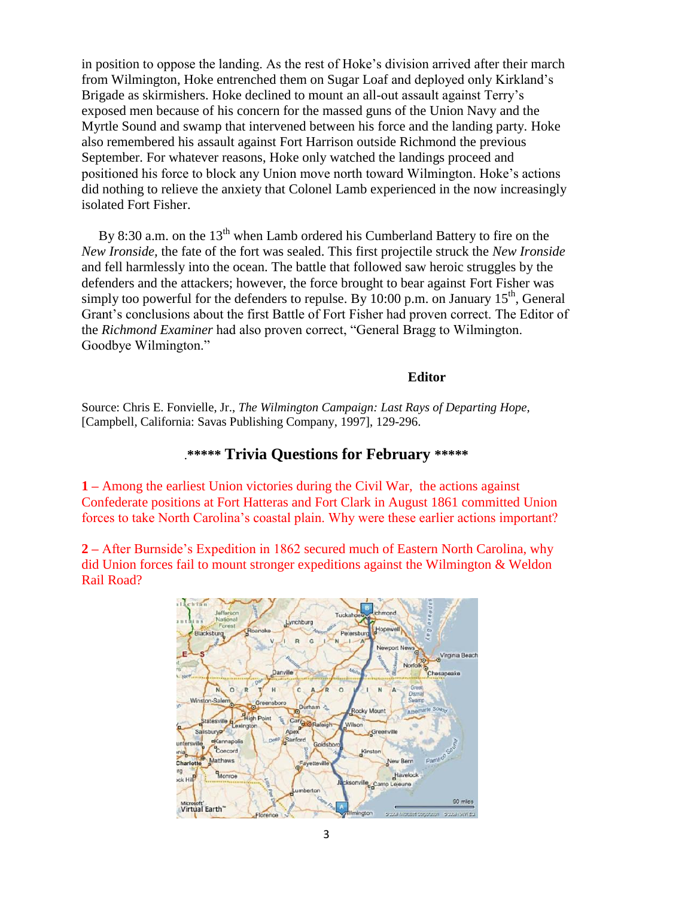in position to oppose the landing. As the rest of Hoke's division arrived after their march from Wilmington, Hoke entrenched them on Sugar Loaf and deployed only Kirkland's Brigade as skirmishers. Hoke declined to mount an all-out assault against Terry's exposed men because of his concern for the massed guns of the Union Navy and the Myrtle Sound and swamp that intervened between his force and the landing party. Hoke also remembered his assault against Fort Harrison outside Richmond the previous September. For whatever reasons, Hoke only watched the landings proceed and positioned his force to block any Union move north toward Wilmington. Hoke's actions did nothing to relieve the anxiety that Colonel Lamb experienced in the now increasingly isolated Fort Fisher.

By 8:30 a.m. on the 13th when Lamb ordered his Cumberland Battery to fire on the *New Ironside*, the fate of the fort was sealed. This first projectile struck the *New Ironside* and fell harmlessly into the ocean. The battle that followed saw heroic struggles by the defenders and the attackers; however, the force brought to bear against Fort Fisher was simply too powerful for the defenders to repulse. By 10:00 p.m. on January 15th, General Grant's conclusions about the first Battle of Fort Fisher had proven correct. The Editor of the *Richmond Examiner* had also proven correct, "General Bragg to Wilmington. Goodbye Wilmington."

**Editor**

Source: Chris E. Fonvielle, Jr., *The Wilmington Campaign: Last Rays of Departing Hope*, [Campbell, California: Savas Publishing Company, 1997], 129-296.

## ***** Trivia Questions for February *****

**1 –** Among the earliest Union victories during the Civil War, the actions against Confederate positions at Fort Hatteras and Fort Clark in August 1861 committed Union forces to take North Carolina's coastal plain. Why were these earlier actions important?

**2 –** After Burnside's Expedition in 1862 secured much of Eastern North Carolina, why did Union forces fail to mount stronger expeditions against the Wilmington & Weldon Rail Road?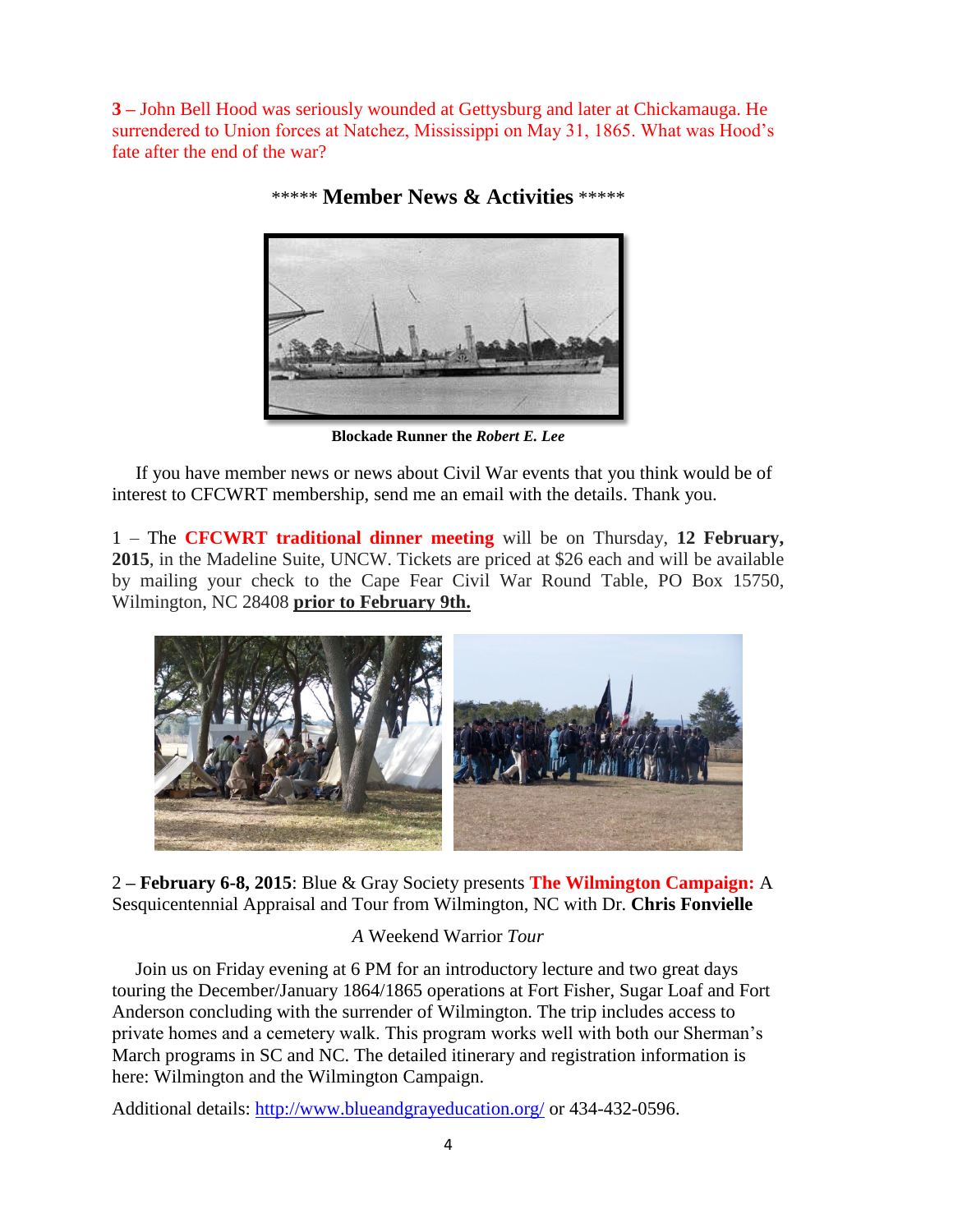**3 –** John Bell Hood was seriously wounded at Gettysburg and later at Chickamauga. He surrendered to Union forces at Natchez, Mississippi on May 31, 1865. What was Hood's fate after the end of the war?

## ***** Member News & Activities *****

**Blockade Runner the *Robert E. Lee***

If you have member news or news about Civil War events that you think would be of interest to CFCWRT membership, send me an email with the details. Thank you.

1 – The **CFCWRT traditional dinner meeting** will be on Thursday, **12 February, 2015**, in the Madeline Suite, UNCW. Tickets are priced at $26 each and will be available by mailing your check to the Cape Fear Civil War Round Table, PO Box 15750, Wilmington, NC 28408 **prior to February 9th.**

2 **– February 6-8, 2015**: Blue & Gray Society presents **The Wilmington Campaign:** A Sesquicentennial Appraisal and Tour from Wilmington, NC with Dr. **Chris Fonvielle**

*A* Weekend Warrior *Tour*

Join us on Friday evening at 6 PM for an introductory lecture and two great days touring the December/January 1864/1865 operations at Fort Fisher, Sugar Loaf and Fort Anderson concluding with the surrender of Wilmington. The trip includes access to private homes and a cemetery walk. This program works well with both our Sherman's March programs in SC and NC. The detailed itinerary and registration information is here: Wilmington and the Wilmington Campaign.

Additional details: http://www.blueandgrayeducation.org/ or 434-432-0596.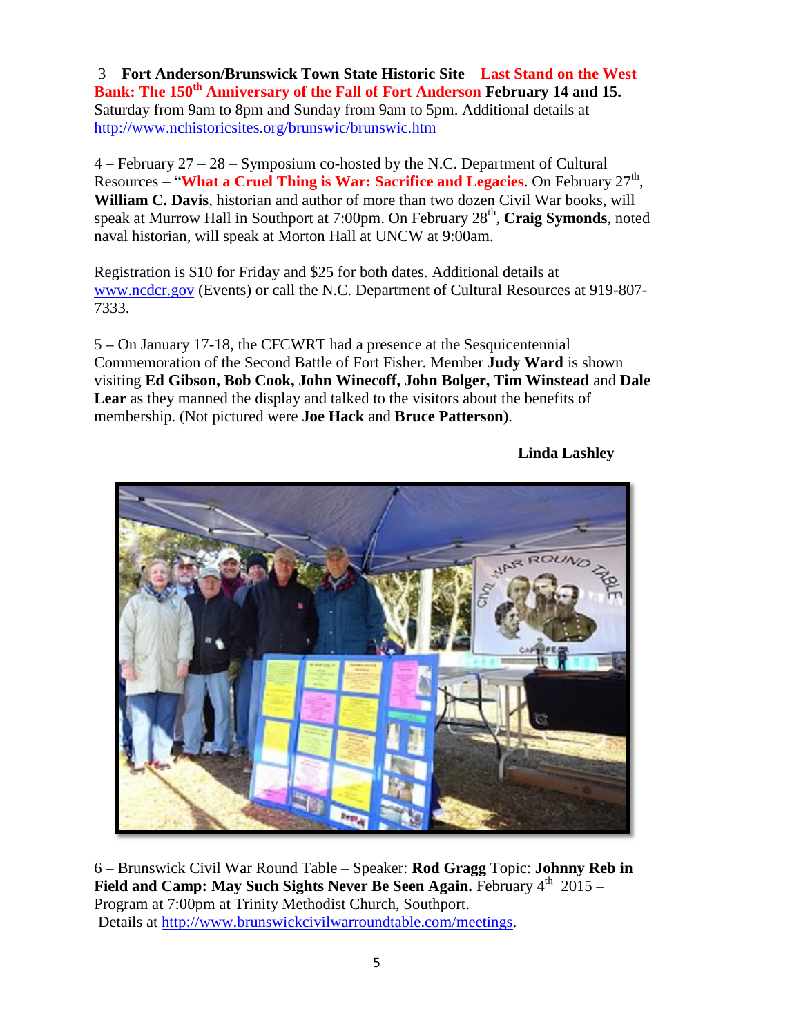3 – **Fort Anderson/Brunswick Town State Historic Site** – **Last Stand on the West Bank: The 150th Anniversary of the Fall of Fort Anderson February 14 and 15.** Saturday from 9am to 8pm and Sunday from 9am to 5pm. Additional details at http://www.nchistoricsites.org/brunswic/brunswic.htm

4 – February 27 – 28 – Symposium co-hosted by the N.C. Department of Cultural Resources – "**What a Cruel Thing is War: Sacrifice and Legacies**. On February 27th, **William C. Davis**, historian and author of more than two dozen Civil War books, will speak at Murrow Hall in Southport at 7:00pm. On February 28th, **Craig Symonds**, noted naval historian, will speak at Morton Hall at UNCW at 9:00am.

Registration is $10 for Friday and $25 for both dates. Additional details at www.ncdcr.gov (Events) or call the N.C. Department of Cultural Resources at 919-807-7333.

5 – On January 17-18, the CFCWRT had a presence at the Sesquicentennial Commemoration of the Second Battle of Fort Fisher. Member **Judy Ward** is shown visiting **Ed Gibson, Bob Cook, John Winecoff, John Bolger, Tim Winstead** and **Dale Lear** as they manned the display and talked to the visitors about the benefits of membership. (Not pictured were **Joe Hack** and **Bruce Patterson**).

**Linda Lashley**

6 – Brunswick Civil War Round Table – Speaker: **Rod Gragg** Topic: **Johnny Reb in Field and Camp: May Such Sights Never Be Seen Again.** February 4th 2015 – Program at 7:00pm at Trinity Methodist Church, Southport.
Details at http://www.brunswickcivilwarroundtable.com/meetings.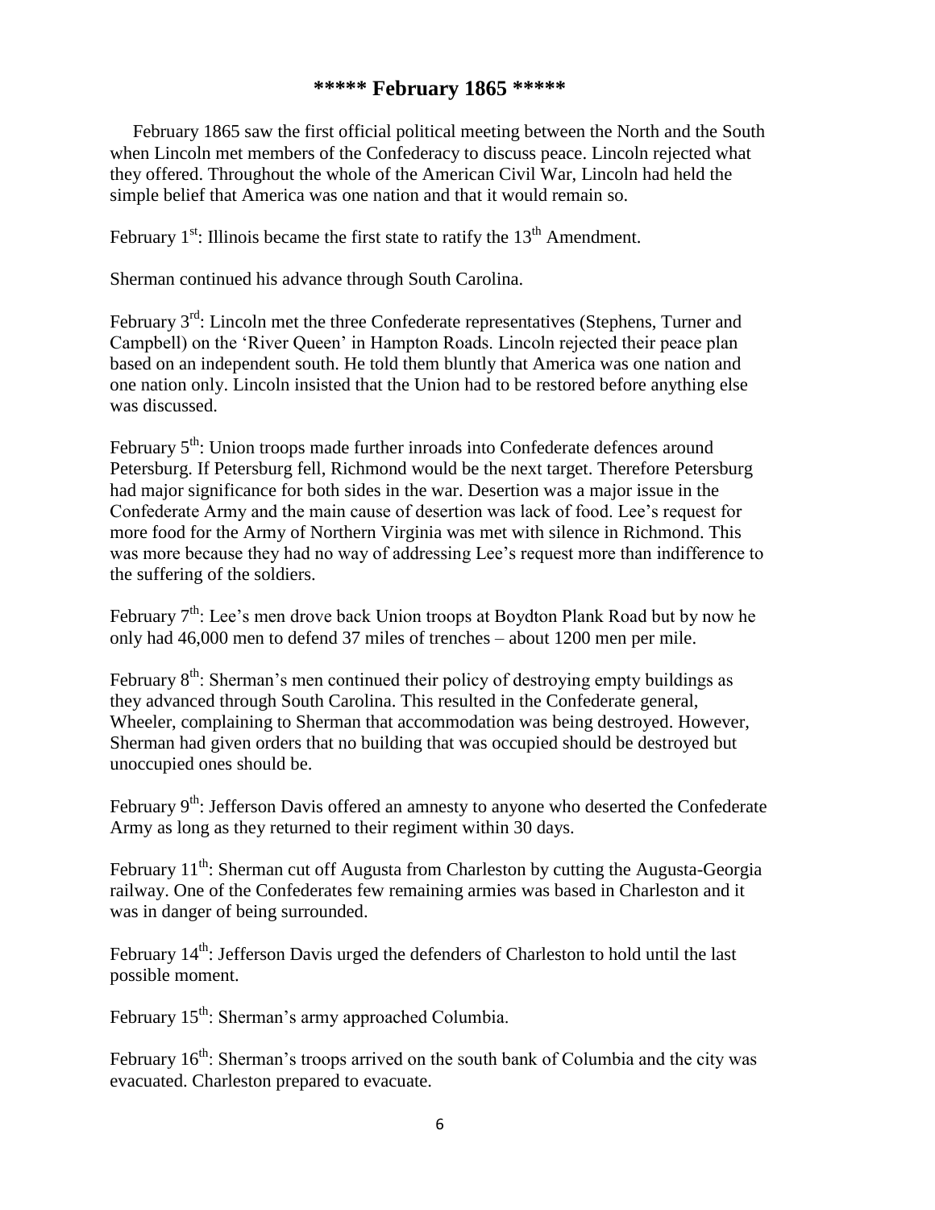## ***** February 1865 *****

February 1865 saw the first official political meeting between the North and the South when Lincoln met members of the Confederacy to discuss peace. Lincoln rejected what they offered. Throughout the whole of the American Civil War, Lincoln had held the simple belief that America was one nation and that it would remain so.

February 1st: Illinois became the first state to ratify the 13th Amendment.

Sherman continued his advance through South Carolina.

February 3rd: Lincoln met the three Confederate representatives (Stephens, Turner and Campbell) on the 'River Queen' in Hampton Roads. Lincoln rejected their peace plan based on an independent south. He told them bluntly that America was one nation and one nation only. Lincoln insisted that the Union had to be restored before anything else was discussed.

February 5th: Union troops made further inroads into Confederate defences around Petersburg. If Petersburg fell, Richmond would be the next target. Therefore Petersburg had major significance for both sides in the war. Desertion was a major issue in the Confederate Army and the main cause of desertion was lack of food. Lee's request for more food for the Army of Northern Virginia was met with silence in Richmond. This was more because they had no way of addressing Lee's request more than indifference to the suffering of the soldiers.

February 7th: Lee's men drove back Union troops at Boydton Plank Road but by now he only had 46,000 men to defend 37 miles of trenches – about 1200 men per mile.

February 8th: Sherman's men continued their policy of destroying empty buildings as they advanced through South Carolina. This resulted in the Confederate general, Wheeler, complaining to Sherman that accommodation was being destroyed. However, Sherman had given orders that no building that was occupied should be destroyed but unoccupied ones should be.

February 9th: Jefferson Davis offered an amnesty to anyone who deserted the Confederate Army as long as they returned to their regiment within 30 days.

February 11th: Sherman cut off Augusta from Charleston by cutting the Augusta-Georgia railway. One of the Confederates few remaining armies was based in Charleston and it was in danger of being surrounded.

February 14th: Jefferson Davis urged the defenders of Charleston to hold until the last possible moment.

February 15th: Sherman's army approached Columbia.

February 16th: Sherman's troops arrived on the south bank of Columbia and the city was evacuated. Charleston prepared to evacuate.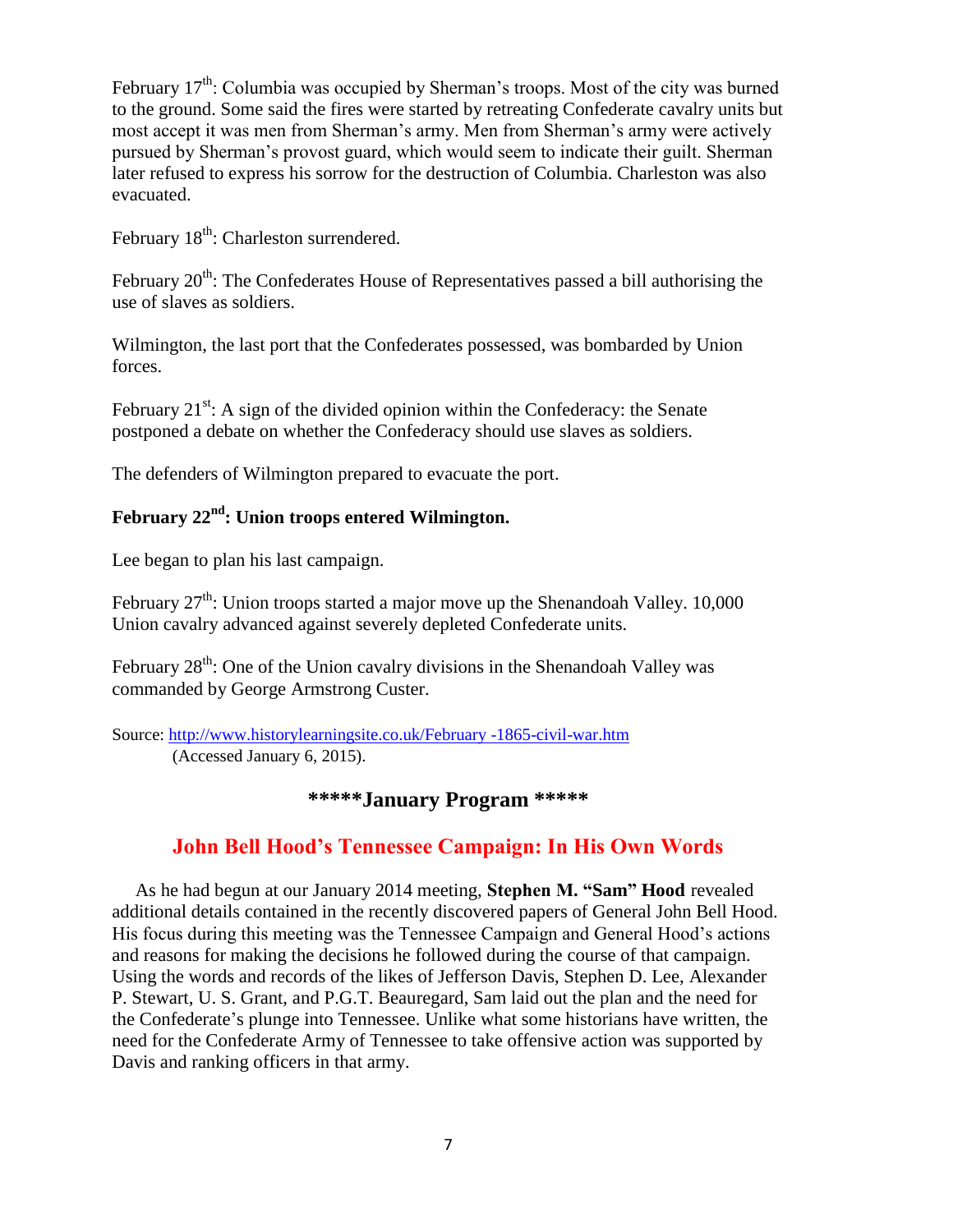February 17th: Columbia was occupied by Sherman's troops. Most of the city was burned to the ground. Some said the fires were started by retreating Confederate cavalry units but most accept it was men from Sherman's army. Men from Sherman's army were actively pursued by Sherman's provost guard, which would seem to indicate their guilt. Sherman later refused to express his sorrow for the destruction of Columbia. Charleston was also evacuated.

February 18th: Charleston surrendered.

February 20th: The Confederates House of Representatives passed a bill authorising the use of slaves as soldiers.

Wilmington, the last port that the Confederates possessed, was bombarded by Union forces.

February 21st: A sign of the divided opinion within the Confederacy: the Senate postponed a debate on whether the Confederacy should use slaves as soldiers.

The defenders of Wilmington prepared to evacuate the port.

**February 22nd: Union troops entered Wilmington.**

Lee began to plan his last campaign.

February 27th: Union troops started a major move up the Shenandoah Valley. 10,000 Union cavalry advanced against severely depleted Confederate units.

February 28th: One of the Union cavalry divisions in the Shenandoah Valley was commanded by George Armstrong Custer.

Source: http://www.historylearningsite.co.uk/February -1865-civil-war.htm
(Accessed January 6, 2015).

## *****January Program *****

## John Bell Hood's Tennessee Campaign: In His Own Words

As he had begun at our January 2014 meeting, **Stephen M. "Sam" Hood** revealed additional details contained in the recently discovered papers of General John Bell Hood. His focus during this meeting was the Tennessee Campaign and General Hood's actions and reasons for making the decisions he followed during the course of that campaign. Using the words and records of the likes of Jefferson Davis, Stephen D. Lee, Alexander P. Stewart, U. S. Grant, and P.G.T. Beauregard, Sam laid out the plan and the need for the Confederate's plunge into Tennessee. Unlike what some historians have written, the need for the Confederate Army of Tennessee to take offensive action was supported by Davis and ranking officers in that army.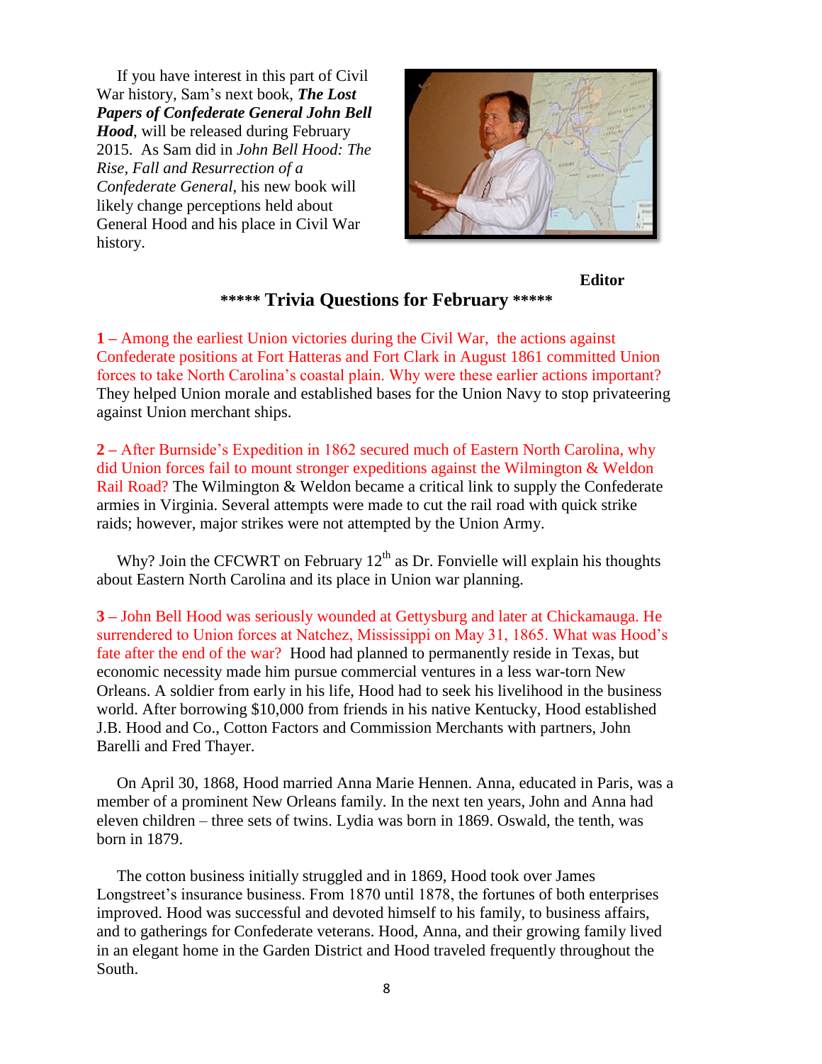If you have interest in this part of Civil War history, Sam's next book, ***The Lost Papers of Confederate General John Bell Hood***, will be released during February 2015. As Sam did in *John Bell Hood: The Rise, Fall and Resurrection of a Confederate General*, his new book will likely change perceptions held about General Hood and his place in Civil War history.

**Editor**

## ***** Trivia Questions for February *****

**1 –** Among the earliest Union victories during the Civil War, the actions against Confederate positions at Fort Hatteras and Fort Clark in August 1861 committed Union forces to take North Carolina's coastal plain. Why were these earlier actions important? They helped Union morale and established bases for the Union Navy to stop privateering against Union merchant ships.

**2 –** After Burnside's Expedition in 1862 secured much of Eastern North Carolina, why did Union forces fail to mount stronger expeditions against the Wilmington & Weldon Rail Road? The Wilmington & Weldon became a critical link to supply the Confederate armies in Virginia. Several attempts were made to cut the rail road with quick strike raids; however, major strikes were not attempted by the Union Army.

Why? Join the CFCWRT on February 12th as Dr. Fonvielle will explain his thoughts about Eastern North Carolina and its place in Union war planning.

**3 –** John Bell Hood was seriously wounded at Gettysburg and later at Chickamauga. He surrendered to Union forces at Natchez, Mississippi on May 31, 1865. What was Hood's fate after the end of the war? Hood had planned to permanently reside in Texas, but economic necessity made him pursue commercial ventures in a less war-torn New Orleans. A soldier from early in his life, Hood had to seek his livelihood in the business world. After borrowing $10,000 from friends in his native Kentucky, Hood established J.B. Hood and Co., Cotton Factors and Commission Merchants with partners, John Barelli and Fred Thayer.

On April 30, 1868, Hood married Anna Marie Hennen. Anna, educated in Paris, was a member of a prominent New Orleans family. In the next ten years, John and Anna had eleven children – three sets of twins. Lydia was born in 1869. Oswald, the tenth, was born in 1879.

The cotton business initially struggled and in 1869, Hood took over James Longstreet's insurance business. From 1870 until 1878, the fortunes of both enterprises improved. Hood was successful and devoted himself to his family, to business affairs, and to gatherings for Confederate veterans. Hood, Anna, and their growing family lived in an elegant home in the Garden District and Hood traveled frequently throughout the South.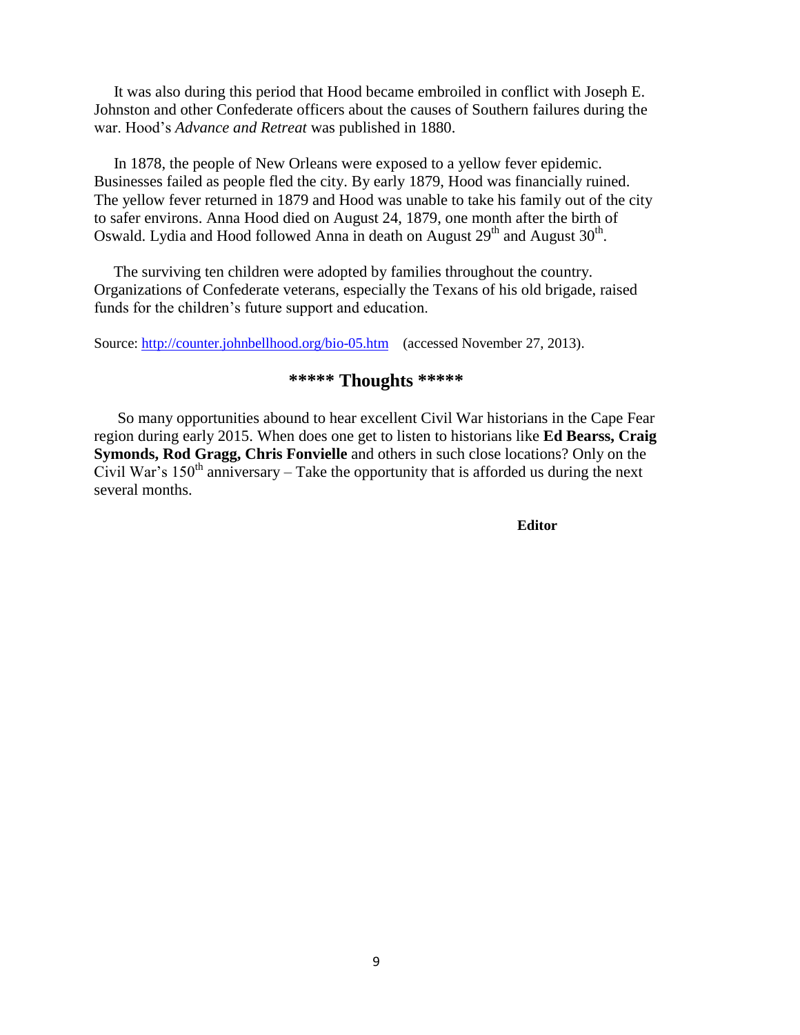It was also during this period that Hood became embroiled in conflict with Joseph E. Johnston and other Confederate officers about the causes of Southern failures during the war. Hood's *Advance and Retreat* was published in 1880.

In 1878, the people of New Orleans were exposed to a yellow fever epidemic. Businesses failed as people fled the city. By early 1879, Hood was financially ruined. The yellow fever returned in 1879 and Hood was unable to take his family out of the city to safer environs. Anna Hood died on August 24, 1879, one month after the birth of Oswald. Lydia and Hood followed Anna in death on August 29th and August 30th.

The surviving ten children were adopted by families throughout the country. Organizations of Confederate veterans, especially the Texans of his old brigade, raised funds for the children's future support and education.

Source: http://counter.johnbellhood.org/bio-05.htm (accessed November 27, 2013).

## ***** Thoughts *****

So many opportunities abound to hear excellent Civil War historians in the Cape Fear region during early 2015. When does one get to listen to historians like **Ed Bearss, Craig Symonds, Rod Gragg, Chris Fonvielle** and others in such close locations? Only on the Civil War's 150th anniversary – Take the opportunity that is afforded us during the next several months.

**Editor**